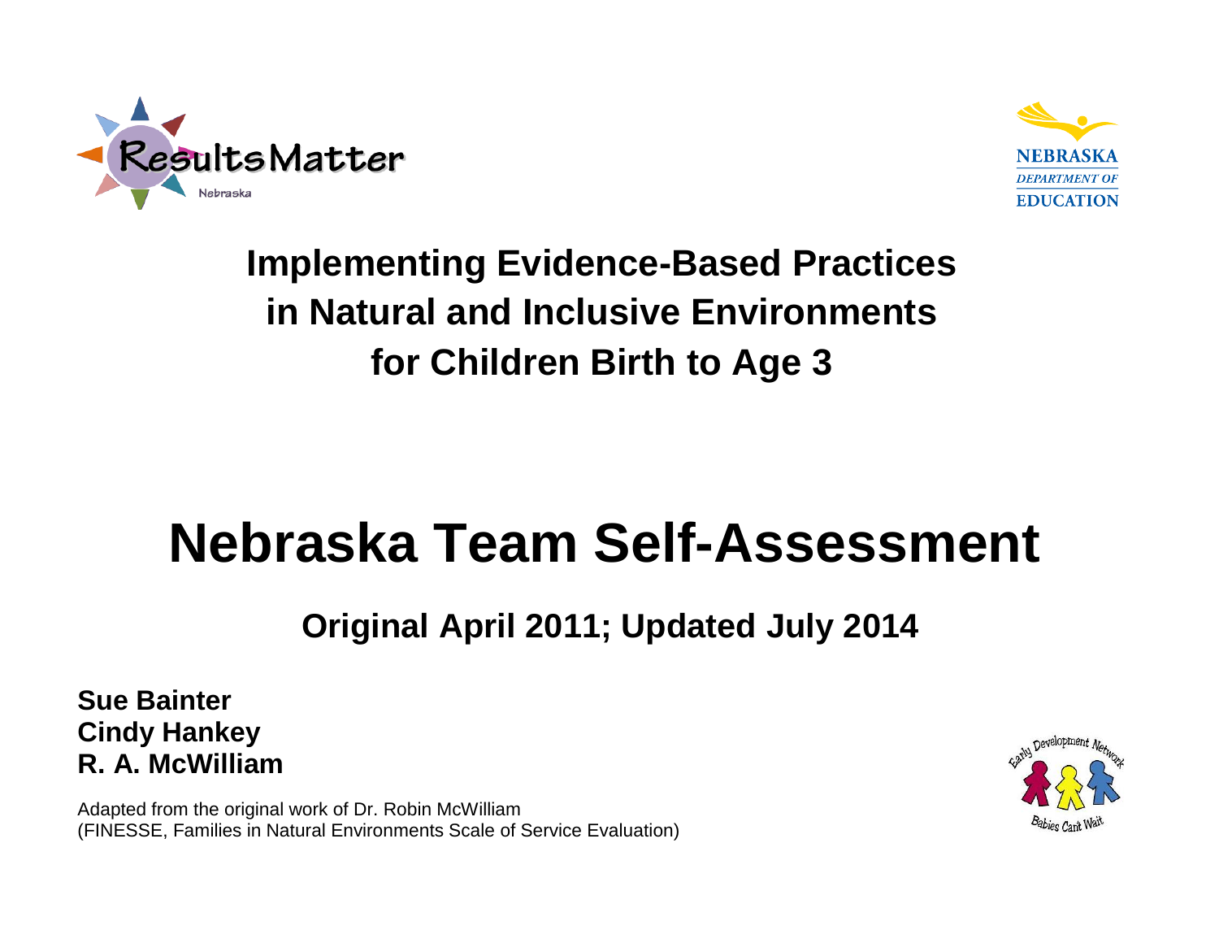ResultsMatter Nebraska

NEBRASKA DEPARTMENT OF EDUCATION

## Implementing Evidence-Based Practices in Natural and Inclusive Environments for Children Birth to Age 3

# Nebraska Team Self-Assessment

### Original April 2011; Updated July 2014

**Sue Bainter**
**Cindy Hankey**
**R. A. McWilliam**

Adapted from the original work of Dr. Robin McWilliam
(FINESSE, Families in Natural Environments Scale of Service Evaluation)

Early Development Network
Babies Can't Wait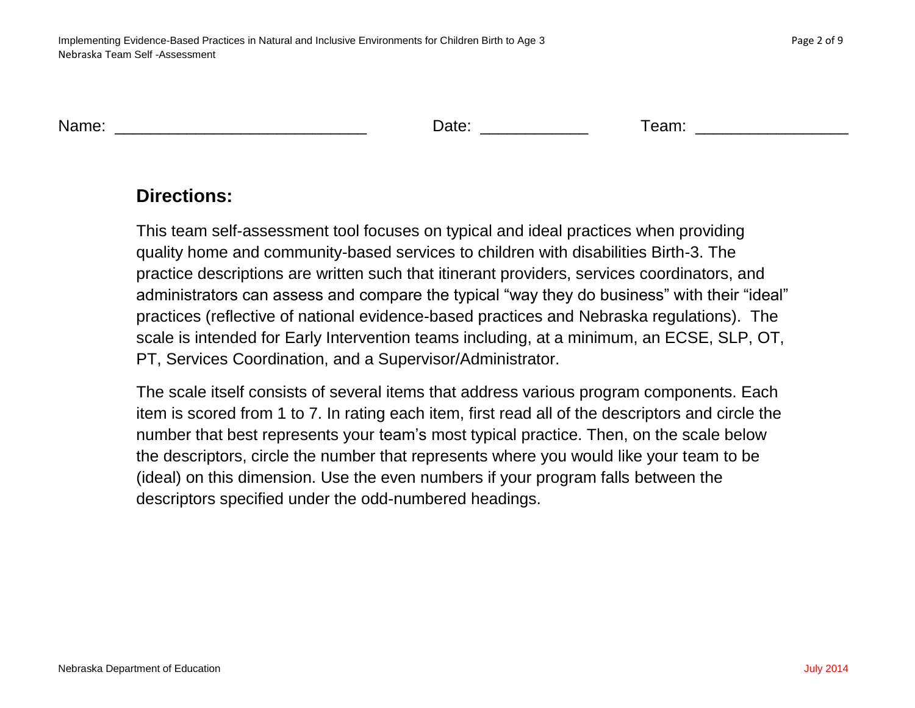Name: ____________________________ Date: ____________ Team: _________________

## Directions:

This team self-assessment tool focuses on typical and ideal practices when providing quality home and community-based services to children with disabilities Birth-3. The practice descriptions are written such that itinerant providers, services coordinators, and administrators can assess and compare the typical "way they do business" with their "ideal" practices (reflective of national evidence-based practices and Nebraska regulations). The scale is intended for Early Intervention teams including, at a minimum, an ECSE, SLP, OT, PT, Services Coordination, and a Supervisor/Administrator.

The scale itself consists of several items that address various program components. Each item is scored from 1 to 7. In rating each item, first read all of the descriptors and circle the number that best represents your team's most typical practice. Then, on the scale below the descriptors, circle the number that represents where you would like your team to be (ideal) on this dimension. Use the even numbers if your program falls between the descriptors specified under the odd-numbered headings.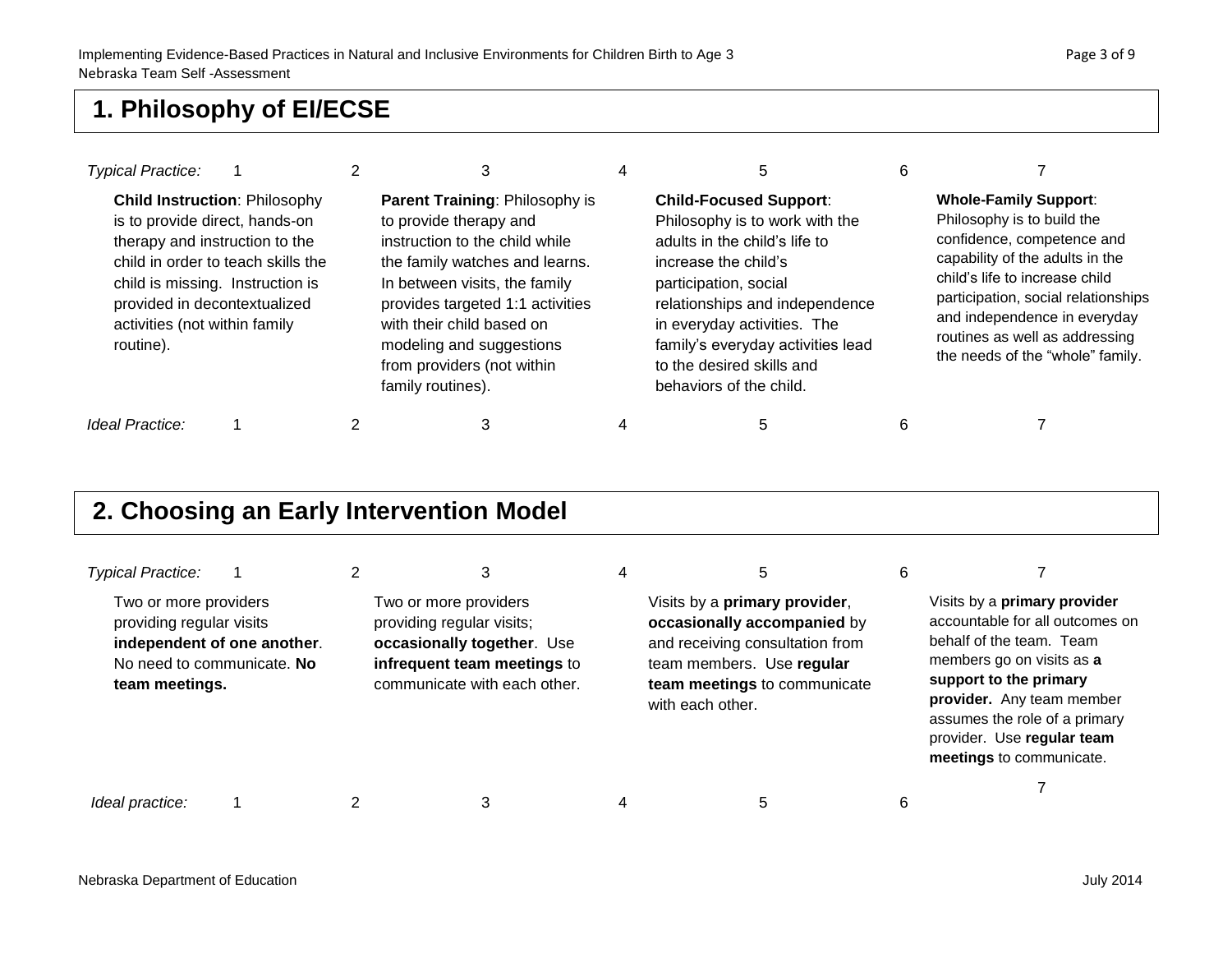## 1. Philosophy of EI/ECSE

| *Typical Practice:* 1 | 2 | 3 | 4 | 5 | 6 | 7 |
|---|---|---|---|---|---|---|
| **Child Instruction**: Philosophy is to provide direct, hands-on therapy and instruction to the child in order to teach skills the child is missing. Instruction is provided in decontextualized activities (not within family routine). | | **Parent Training**: Philosophy is to provide therapy and instruction to the child while the family watches and learns. In between visits, the family provides targeted 1:1 activities with their child based on modeling and suggestions from providers (not within family routines). | | **Child-Focused Support**: Philosophy is to work with the adults in the child's life to increase the child's participation, social relationships and independence in everyday activities. The family's everyday activities lead to the desired skills and behaviors of the child. | | **Whole-Family Support**: Philosophy is to build the confidence, competence and capability of the adults in the child's life to increase child participation, social relationships and independence in everyday routines as well as addressing the needs of the "whole" family. |
| *Ideal Practice:* 1 | 2 | 3 | 4 | 5 | 6 | 7 |

## 2. Choosing an Early Intervention Model

| *Typical Practice:* 1 | 2 | 3 | 4 | 5 | 6 | 7 |
|---|---|---|---|---|---|---|
| Two or more providers providing regular visits **independent of one another**. No need to communicate. **No team meetings.** | | Two or more providers providing regular visits; **occasionally together**. Use **infrequent team meetings** to communicate with each other. | | Visits by a **primary provider**, **occasionally accompanied** by and receiving consultation from team members. Use **regular team meetings** to communicate with each other. | | Visits by a **primary provider** accountable for all outcomes on behalf of the team. Team members go on visits as **a support to the primary provider.** Any team member assumes the role of a primary provider. Use **regular team meetings** to communicate. |
| *Ideal practice:* 1 | 2 | 3 | 4 | 5 | 6 | 7 |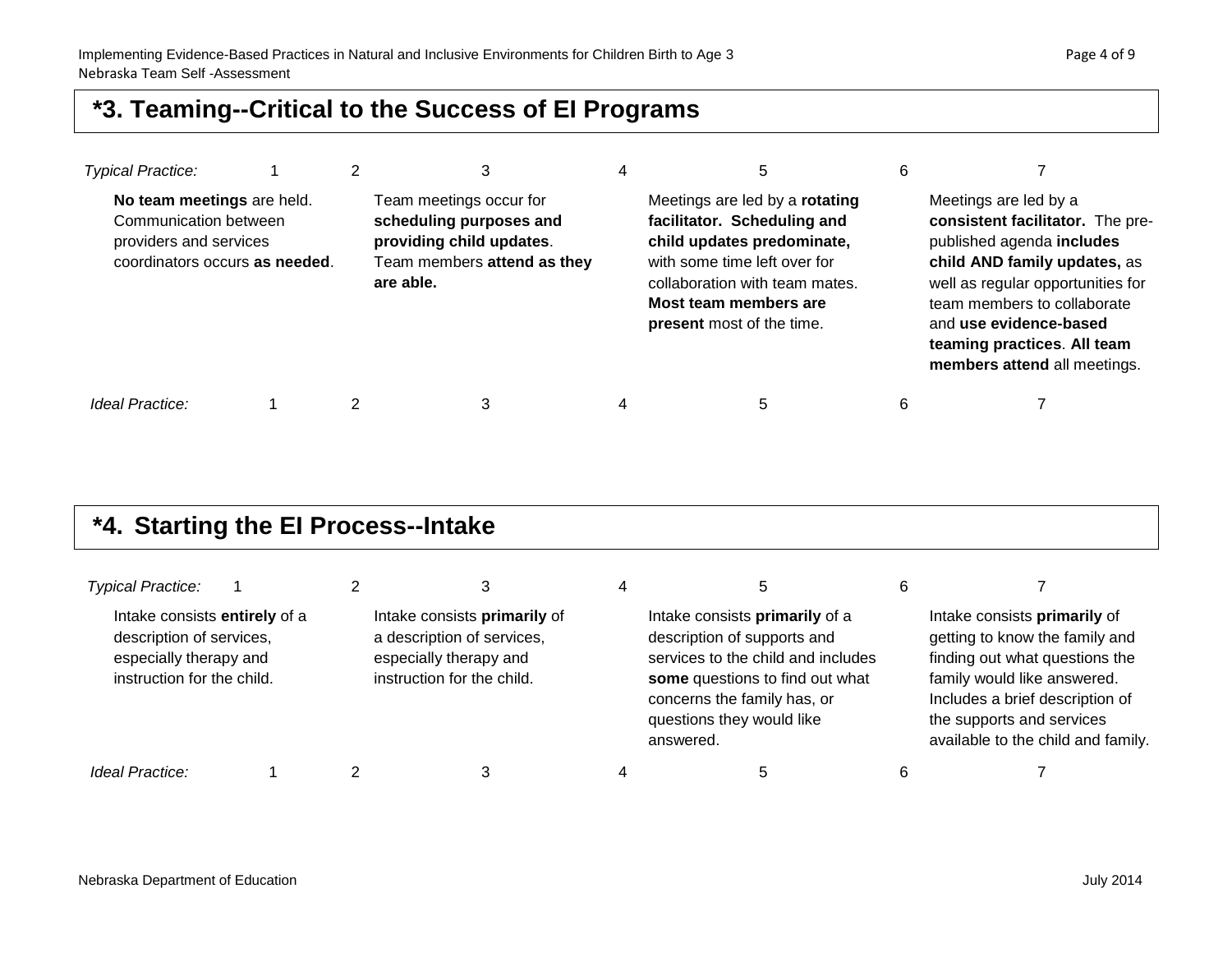## *3. Teaming--Critical to the Success of EI Programs

| *Typical Practice:* | 1 | 2 | 3 | 4 | 5 | 6 | 7 |
|---|---|---|---|---|---|---|---|
| | **No team meetings** are held. Communication between providers and services coordinators occurs **as needed**. | | Team meetings occur for **scheduling purposes and providing child updates**. Team members **attend as they are able.** | | Meetings are led by a **rotating facilitator. Scheduling and child updates predominate,** with some time left over for collaboration with team mates. **Most team members are present** most of the time. | | Meetings are led by a **consistent facilitator.** The pre-published agenda **includes child AND family updates,** as well as regular opportunities for team members to collaborate and **use evidence-based teaming practices**. **All team members attend** all meetings. |
| *Ideal Practice:* | 1 | 2 | 3 | 4 | 5 | 6 | 7 |

## *4. Starting the EI Process--Intake

| *Typical Practice:* | 1 | 2 | 3 | 4 | 5 | 6 | 7 |
|---|---|---|---|---|---|---|---|
| | Intake consists **entirely** of a description of services, especially therapy and instruction for the child. | | Intake consists **primarily** of a description of services, especially therapy and instruction for the child. | | Intake consists **primarily** of a description of supports and services to the child and includes **some** questions to find out what concerns the family has, or questions they would like answered. | | Intake consists **primarily** of getting to know the family and finding out what questions the family would like answered. Includes a brief description of the supports and services available to the child and family. |
| *Ideal Practice:* | 1 | 2 | 3 | 4 | 5 | 6 | 7 |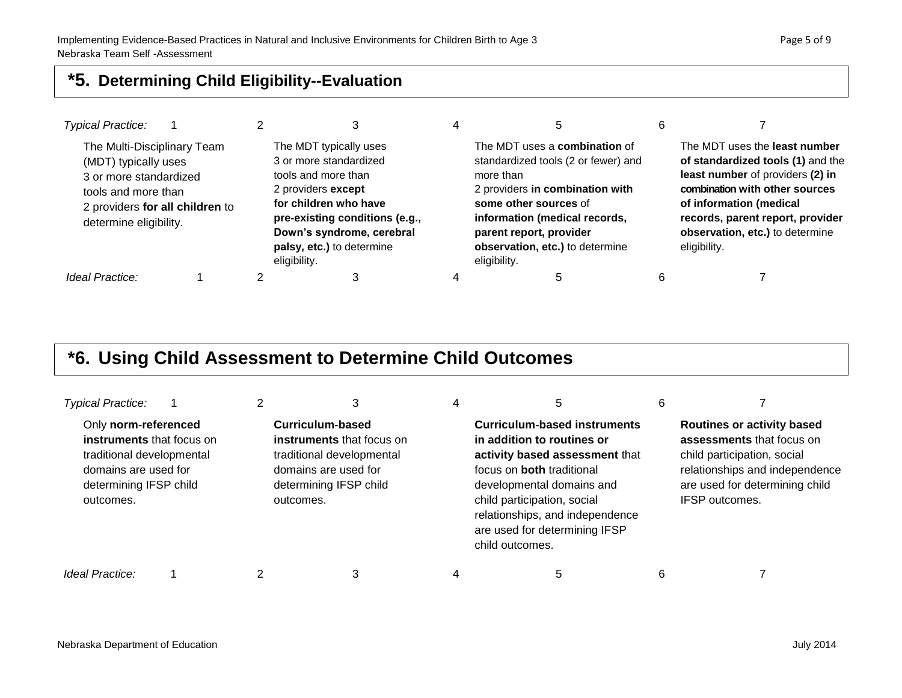## *5. Determining Child Eligibility--Evaluation

| *Typical Practice:* 1 | 2 | 3 | 4 | 5 | 6 | 7 |
|---|---|---|---|---|---|---|
| The Multi-Disciplinary Team (MDT) typically uses 3 or more standardized tools and more than 2 providers **for all children** to determine eligibility. | | The MDT typically uses 3 or more standardized tools and more than 2 providers **except for children who have pre-existing conditions (e.g., Down's syndrome, cerebral palsy, etc.)** to determine eligibility. | | The MDT uses a **combination** of standardized tools (2 or fewer) and more than 2 providers **in combination with some other sources** of **information (medical records, parent report, provider observation, etc.)** to determine eligibility. | | The MDT uses the **least number of standardized tools (1)** and the **least number** of providers **(2) in combination with other sources of information (medical records, parent report, provider observation, etc.)** to determine eligibility. |
| *Ideal Practice:* 1 | 2 | 3 | 4 | 5 | 6 | 7 |

## *6. Using Child Assessment to Determine Child Outcomes

| *Typical Practice:* 1 | 2 | 3 | 4 | 5 | 6 | 7 |
|---|---|---|---|---|---|---|
| Only **norm-referenced instruments** that focus on traditional developmental domains are used for determining IFSP child outcomes. | | **Curriculum-based instruments** that focus on traditional developmental domains are used for determining IFSP child outcomes. | | **Curriculum-based instruments in addition to routines or activity based assessment** that focus on **both** traditional developmental domains and child participation, social relationships, and independence are used for determining IFSP child outcomes. | | **Routines or activity based assessments** that focus on child participation, social relationships and independence are used for determining child IFSP outcomes. |
| *Ideal Practice:* 1 | 2 | 3 | 4 | 5 | 6 | 7 |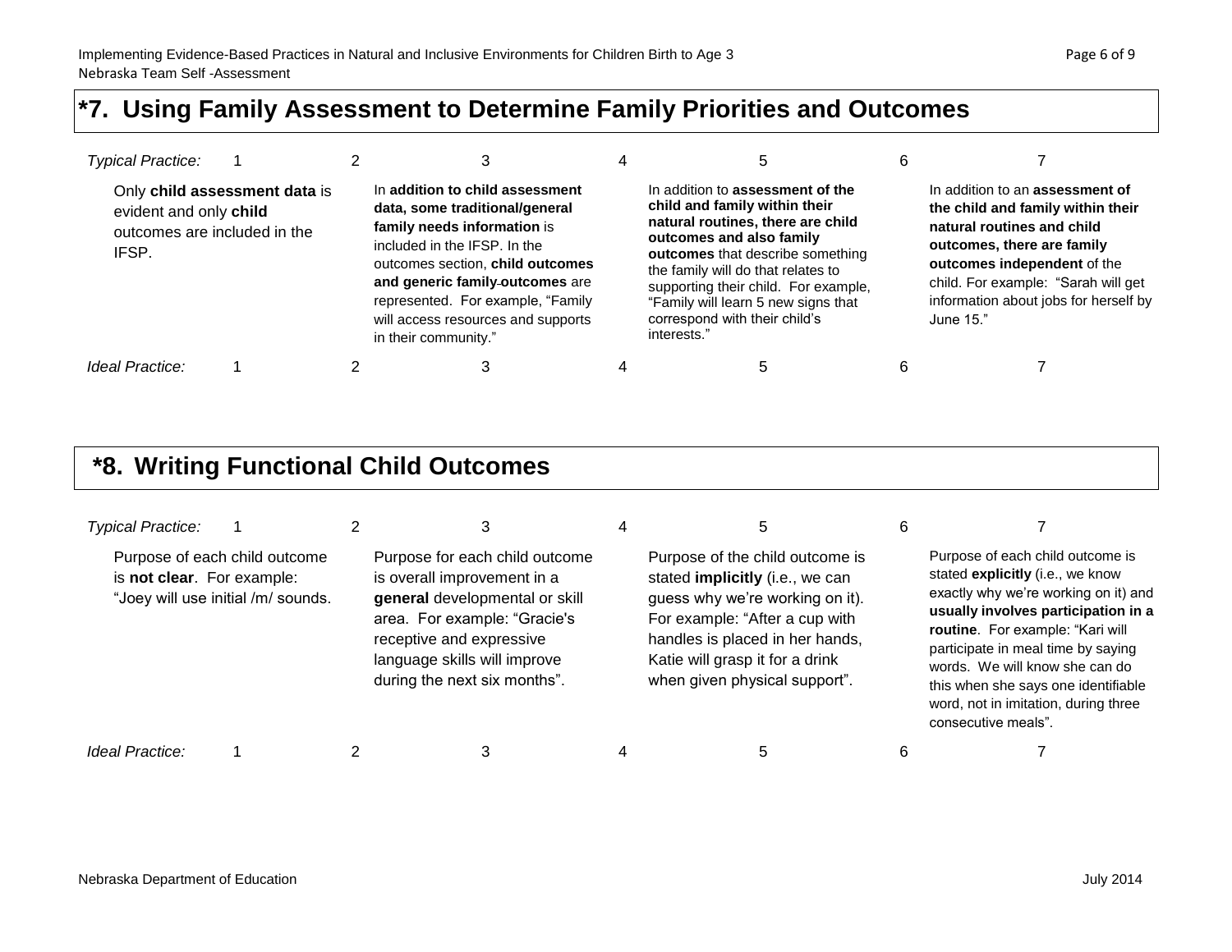## *7. Using Family Assessment to Determine Family Priorities and Outcomes

| | 1 | 2 | 3 | 4 | 5 | 6 | 7 |
|---|---|---|---|---|---|---|---|
| *Typical Practice:* | 1 | 2 | 3 | 4 | 5 | 6 | 7 |
| | Only **child assessment data** is evident and only **child** outcomes are included in the IFSP. | | In **addition to child assessment data, some traditional/general family needs information** is included in the IFSP. In the outcomes section, **child outcomes and generic family outcomes** are represented. For example, "Family will access resources and supports in their community." | | In addition to **assessment of the child and family within their natural routines, there are child outcomes and also family outcomes** that describe something the family will do that relates to supporting their child. For example, "Family will learn 5 new signs that correspond with their child's interests." | | In addition to an **assessment of the child and family within their natural routines and child outcomes, there are family outcomes independent** of the child. For example: "Sarah will get information about jobs for herself by June 15." |
| *Ideal Practice:* | 1 | 2 | 3 | 4 | 5 | 6 | 7 |

## *8. Writing Functional Child Outcomes

| | 1 | 2 | 3 | 4 | 5 | 6 | 7 |
|---|---|---|---|---|---|---|---|
| *Typical Practice:* | 1 | 2 | 3 | 4 | 5 | 6 | 7 |
| | Purpose of each child outcome is **not clear**. For example: "Joey will use initial /m/ sounds. | | Purpose for each child outcome is overall improvement in a **general** developmental or skill area. For example: "Gracie's receptive and expressive language skills will improve during the next six months". | | Purpose of the child outcome is stated **implicitly** (i.e., we can guess why we're working on it). For example: "After a cup with handles is placed in her hands, Katie will grasp it for a drink when given physical support". | | Purpose of each child outcome is stated **explicitly** (i.e., we know exactly why we're working on it) and **usually involves participation in a routine**. For example: "Kari will participate in meal time by saying words. We will know she can do this when she says one identifiable word, not in imitation, during three consecutive meals". |
| *Ideal Practice:* | 1 | 2 | 3 | 4 | 5 | 6 | 7 |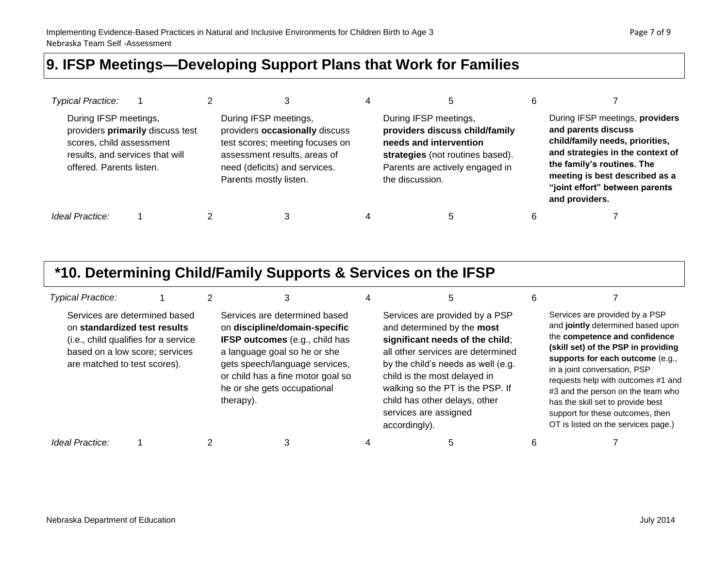## 9. IFSP Meetings—Developing Support Plans that Work for Families

| *Typical Practice:* 1 | 2 | 3 | 4 | 5 | 6 | 7 |
|---|---|---|---|---|---|---|
| During IFSP meetings, providers **primarily** discuss test scores, child assessment results, and services that will offered. Parents listen. | | During IFSP meetings, providers **occasionally** discuss test scores; meeting focuses on assessment results, areas of need (deficits) and services. Parents mostly listen. | | During IFSP meetings, **providers discuss child/family needs and intervention strategies** (not routines based). Parents are actively engaged in the discussion. | | During IFSP meetings, **providers and parents discuss child/family needs, priorities, and strategies in the context of the family's routines. The meeting is best described as a "joint effort" between parents and providers.** |
| *Ideal Practice:* 1 | 2 | 3 | 4 | 5 | 6 | 7 |

## *10. Determining Child/Family Supports & Services on the IFSP

| *Typical Practice:* 1 | 2 | 3 | 4 | 5 | 6 | 7 |
|---|---|---|---|---|---|---|
| Services are determined based on **standardized test results** (i.e., child qualifies for a service based on a low score; services are matched to test scores). | | Services are determined based on **discipline/domain-specific IFSP outcomes** (e.g., child has a language goal so he or she gets speech/language services, or child has a fine motor goal so he or she gets occupational therapy). | | Services are provided by a PSP and determined by the **most significant needs of the child**; all other services are determined by the child's needs as well (e.g. child is the most delayed in walking so the PT is the PSP. If child has other delays, other services are assigned accordingly). | | Services are provided by a PSP and **jointly** determined based upon the **competence and confidence (skill set) of the PSP in providing supports for each outcome** (e.g., in a joint conversation, PSP requests help with outcomes #1 and #3 and the person on the team who has the skill set to provide best support for these outcomes, then OT is listed on the services page.) |
| *Ideal Practice:* 1 | 2 | 3 | 4 | 5 | 6 | 7 |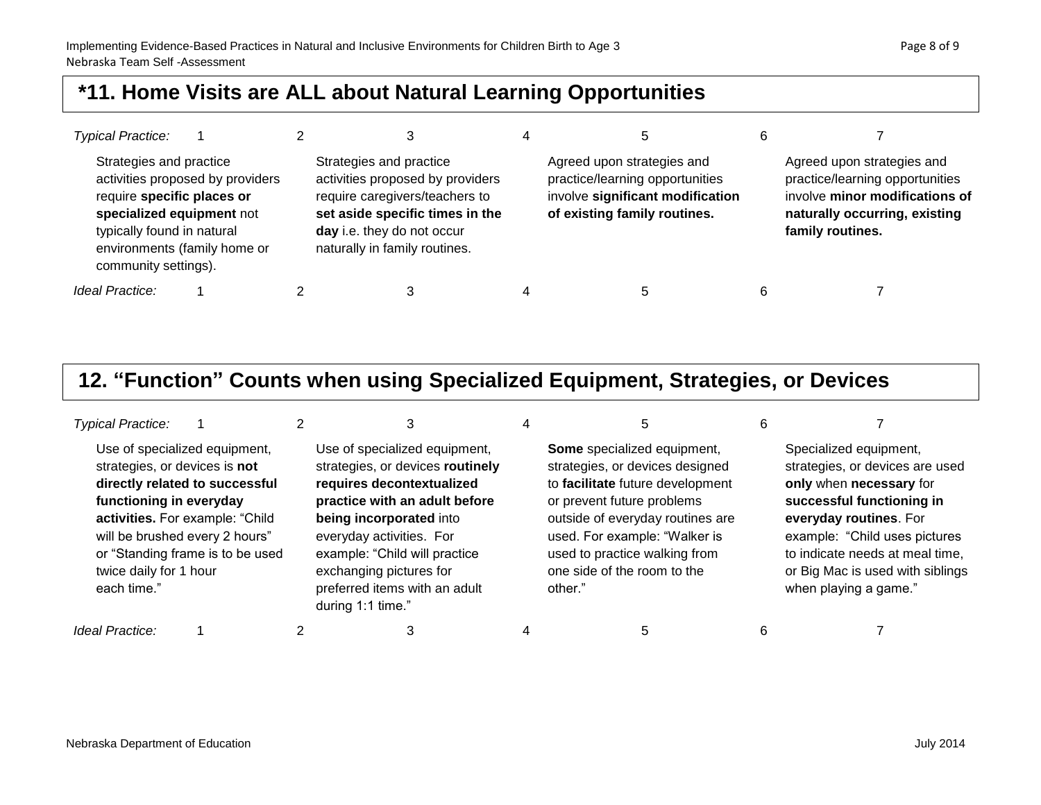## *11. Home Visits are ALL about Natural Learning Opportunities

| *Typical Practice:* | 1 | 2 | 3 | 4 | 5 | 6 | 7 |
|---|---|---|---|---|---|---|---|
| | Strategies and practice activities proposed by providers require **specific places or specialized equipment** not typically found in natural environments (family home or community settings). | | Strategies and practice activities proposed by providers require caregivers/teachers to **set aside specific times in the day** i.e. they do not occur naturally in family routines. | | Agreed upon strategies and practice/learning opportunities involve **significant modification of existing family routines.** | | Agreed upon strategies and practice/learning opportunities involve **minor modifications of naturally occurring, existing family routines.** |
| *Ideal Practice:* | 1 | 2 | 3 | 4 | 5 | 6 | 7 |

## 12. "Function" Counts when using Specialized Equipment, Strategies, or Devices

| *Typical Practice:* | 1 | 2 | 3 | 4 | 5 | 6 | 7 |
|---|---|---|---|---|---|---|---|
| | Use of specialized equipment, strategies, or devices is **not directly related to successful functioning in everyday activities.** For example: "Child will be brushed every 2 hours" or "Standing frame is to be used twice daily for 1 hour each time." | | Use of specialized equipment, strategies, or devices **routinely requires decontextualized practice with an adult before being incorporated** into everyday activities. For example: "Child will practice exchanging pictures for preferred items with an adult during 1:1 time." | | **Some** specialized equipment, strategies, or devices designed to **facilitate** future development or prevent future problems outside of everyday routines are used. For example: "Walker is used to practice walking from one side of the room to the other." | | Specialized equipment, strategies, or devices are used **only** when **necessary** for **successful functioning in everyday routines**. For example: "Child uses pictures to indicate needs at meal time, or Big Mac is used with siblings when playing a game." |
| *Ideal Practice:* | 1 | 2 | 3 | 4 | 5 | 6 | 7 |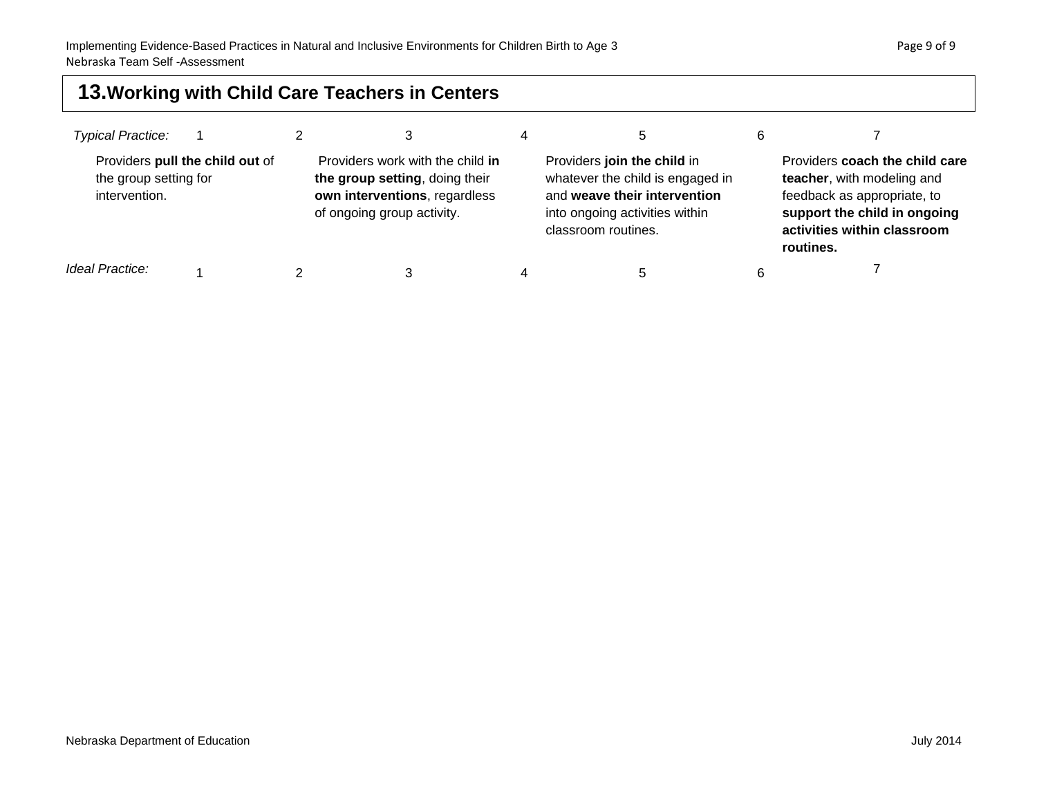## 13. Working with Child Care Teachers in Centers

| | 1 | 2 | 3 | 4 | 5 | 6 | 7 |
|---|---|---|---|---|---|---|---|
| *Typical Practice:* | 1 | 2 | 3 | 4 | 5 | 6 | 7 |
| | Providers **pull the child out** of the group setting for intervention. | | Providers work with the child **in the group setting**, doing their **own interventions**, regardless of ongoing group activity. | | Providers **join the child** in whatever the child is engaged in and **weave their intervention** into ongoing activities within classroom routines. | | Providers **coach the child care teacher**, with modeling and feedback as appropriate, to **support the child in ongoing activities within classroom routines.** |
| *Ideal Practice:* | 1 | 2 | 3 | 4 | 5 | 6 | 7 |

Nebraska Department of Education

July 2014